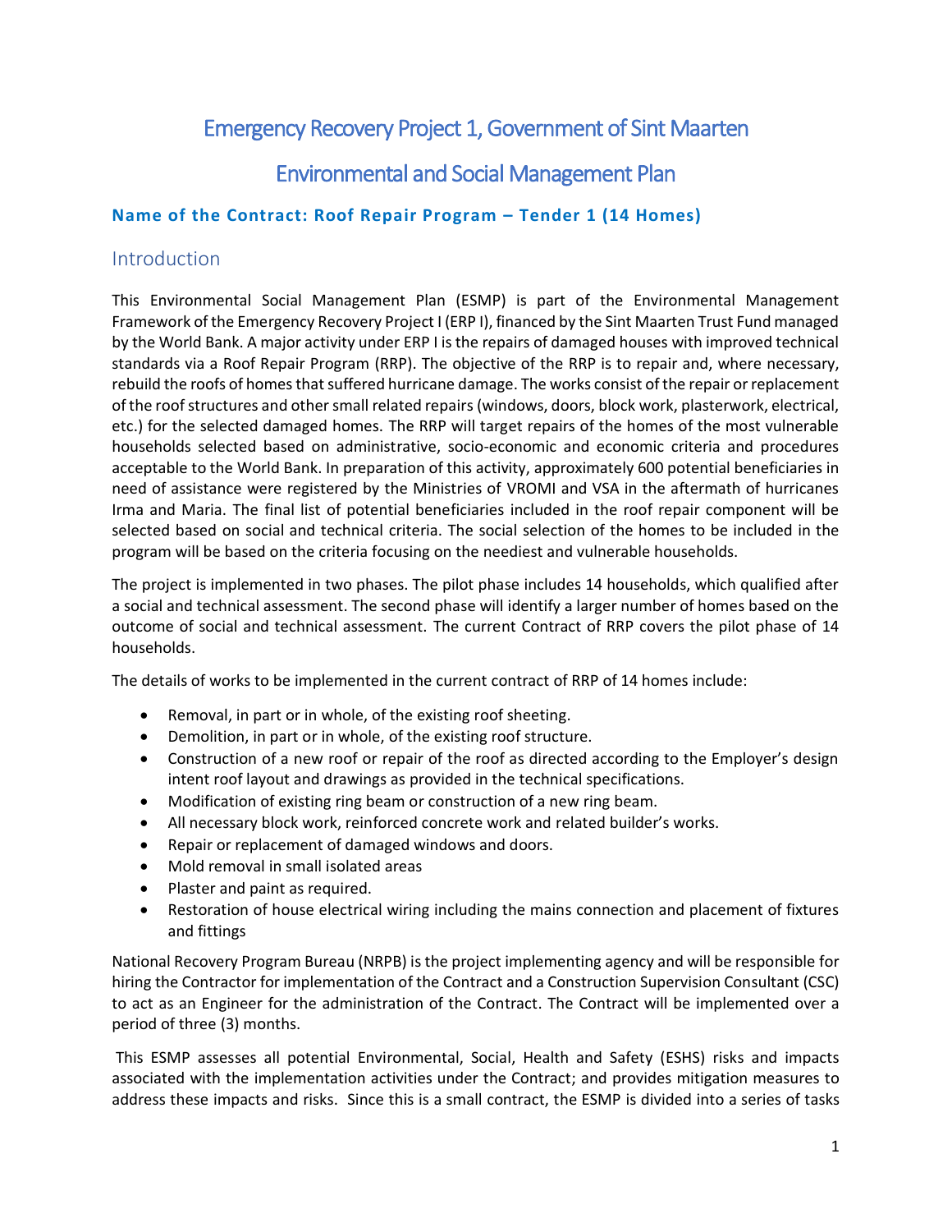# Emergency Recovery Project 1, Government of Sint Maarten

# Environmental and Social Management Plan

### Name of the Contract: Roof Repair Program – Tender 1 (14 Homes)

## Introduction

This Environmental Social Management Plan (ESMP) is part of the Environmental Management Framework of the Emergency Recovery Project I (ERP I), financed by the Sint Maarten Trust Fund managed by the World Bank. A major activity under ERP I is the repairs of damaged houses with improved technical standards via a Roof Repair Program (RRP). The objective of the RRP is to repair and, where necessary, rebuild the roofs of homes that suffered hurricane damage. The works consist of the repair or replacement of the roof structures and other small related repairs (windows, doors, block work, plasterwork, electrical, etc.) for the selected damaged homes. The RRP will target repairs of the homes of the most vulnerable households selected based on administrative, socio-economic and economic criteria and procedures acceptable to the World Bank. In preparation of this activity, approximately 600 potential beneficiaries in need of assistance were registered by the Ministries of VROMI and VSA in the aftermath of hurricanes Irma and Maria. The final list of potential beneficiaries included in the roof repair component will be selected based on social and technical criteria. The social selection of the homes to be included in the program will be based on the criteria focusing on the neediest and vulnerable households.

The project is implemented in two phases. The pilot phase includes 14 households, which qualified after a social and technical assessment. The second phase will identify a larger number of homes based on the outcome of social and technical assessment. The current Contract of RRP covers the pilot phase of 14 households.

The details of works to be implemented in the current contract of RRP of 14 homes include:

- Removal, in part or in whole, of the existing roof sheeting.
- Demolition, in part or in whole, of the existing roof structure.
- Construction of a new roof or repair of the roof as directed according to the Employer's design intent roof layout and drawings as provided in the technical specifications.
- Modification of existing ring beam or construction of a new ring beam.
- All necessary block work, reinforced concrete work and related builder's works.
- Repair or replacement of damaged windows and doors.
- Mold removal in small isolated areas
- Plaster and paint as required.
- Restoration of house electrical wiring including the mains connection and placement of fixtures and fittings

National Recovery Program Bureau (NRPB) is the project implementing agency and will be responsible for hiring the Contractor for implementation of the Contract and a Construction Supervision Consultant (CSC) to act as an Engineer for the administration of the Contract. The Contract will be implemented over a period of three (3) months.

This ESMP assesses all potential Environmental, Social, Health and Safety (ESHS) risks and impacts associated with the implementation activities under the Contract; and provides mitigation measures to address these impacts and risks. Since this is a small contract, the ESMP is divided into a series of tasks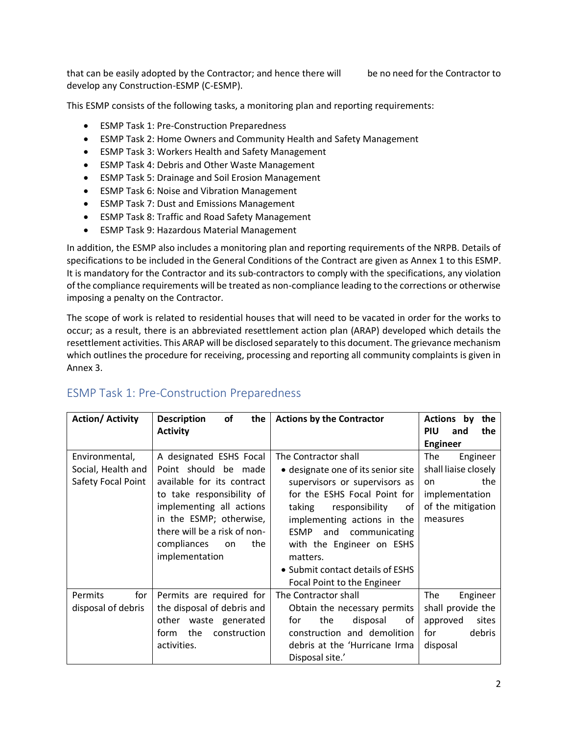that can be easily adopted by the Contractor; and hence there will be no need for the Contractor to develop any Construction-ESMP (C-ESMP).

This ESMP consists of the following tasks, a monitoring plan and reporting requirements:

- ESMP Task 1: Pre-Construction Preparedness
- ESMP Task 2: Home Owners and Community Health and Safety Management
- ESMP Task 3: Workers Health and Safety Management
- ESMP Task 4: Debris and Other Waste Management
- ESMP Task 5: Drainage and Soil Erosion Management
- ESMP Task 6: Noise and Vibration Management
- ESMP Task 7: Dust and Emissions Management
- ESMP Task 8: Traffic and Road Safety Management
- ESMP Task 9: Hazardous Material Management

In addition, the ESMP also includes a monitoring plan and reporting requirements of the NRPB. Details of specifications to be included in the General Conditions of the Contract are given as Annex 1 to this ESMP. It is mandatory for the Contractor and its sub-contractors to comply with the specifications, any violation of the compliance requirements will be treated as non-compliance leading to the corrections or otherwise imposing a penalty on the Contractor.

The scope of work is related to residential houses that will need to be vacated in order for the works to occur; as a result, there is an abbreviated resettlement action plan (ARAP) developed which details the resettlement activities. This ARAP will be disclosed separately to this document. The grievance mechanism which outlines the procedure for receiving, processing and reporting all community complaints is given in Annex 3.

## ESMP Task 1: Pre-Construction Preparedness

| Action/ Activity | Description of the Activity | Actions by the Contractor | Actions by the PIU and the Engineer |
|---|---|---|---|
| Environmental, Social, Health and Safety Focal Point | A designated ESHS Focal Point should be made available for its contract to take responsibility of implementing all actions in the ESMP; otherwise, there will be a risk of non-compliances on the implementation | The Contractor shall<br>• designate one of its senior site supervisors or supervisors as for the ESHS Focal Point for taking responsibility of implementing actions in the ESMP and communicating with the Engineer on ESHS matters.<br>• Submit contact details of ESHS Focal Point to the Engineer | The Engineer shall liaise closely on the implementation of the mitigation measures |
| Permits for disposal of debris | Permits are required for the disposal of debris and other waste generated form the construction activities. | The Contractor shall<br>Obtain the necessary permits for the disposal of construction and demolition debris at the 'Hurricane Irma Disposal site.' | The Engineer shall provide the approved sites for debris disposal |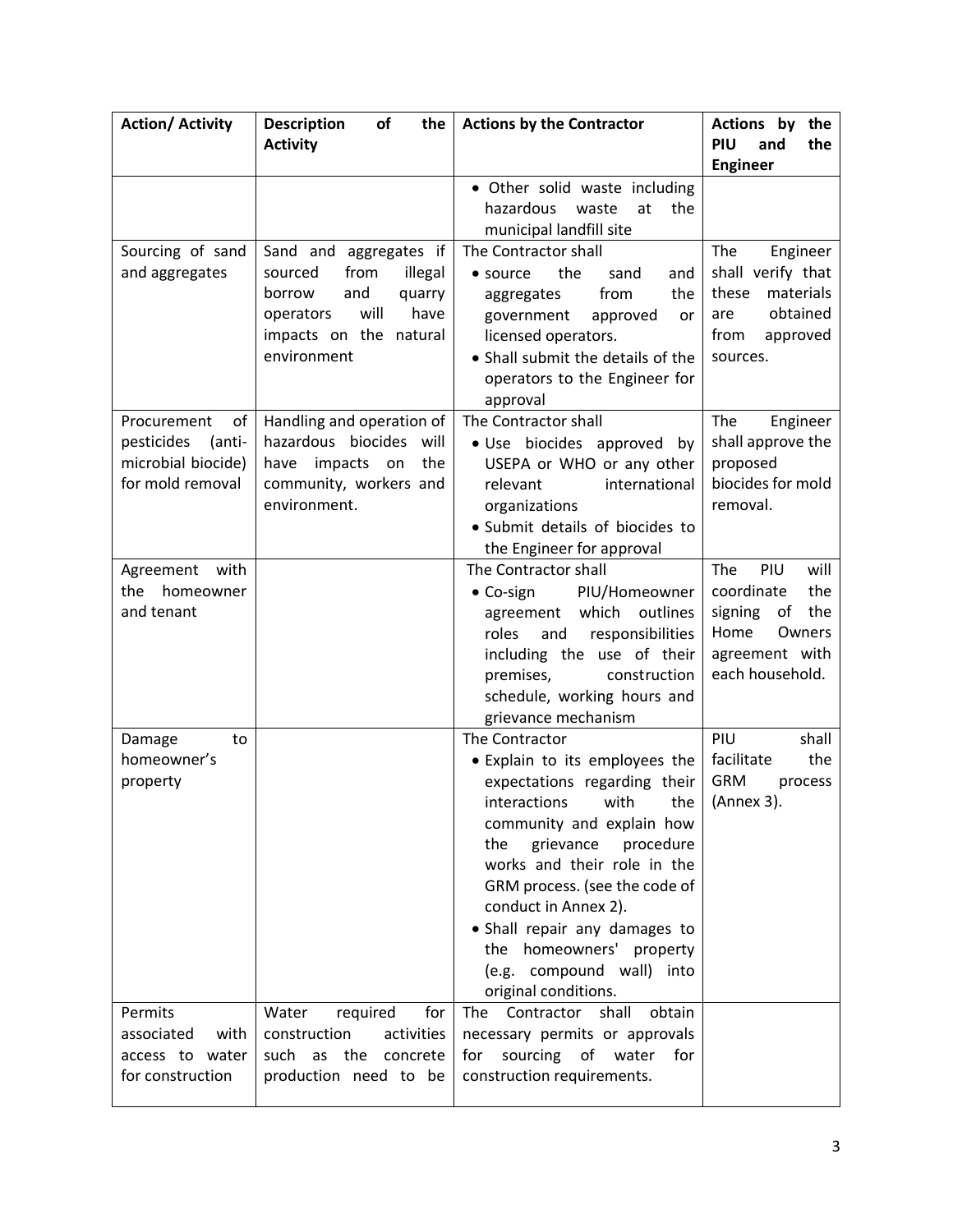| Action/ Activity | Description of the Activity | Actions by the Contractor | Actions by the PIU and the Engineer |
|---|---|---|---|
| | | • Other solid waste including hazardous waste at the municipal landfill site | |
| Sourcing of sand and aggregates | Sand and aggregates if sourced from illegal borrow and quarry operators will have impacts on the natural environment | The Contractor shall<br>• source the sand and aggregates from the government approved or licensed operators.<br>• Shall submit the details of the operators to the Engineer for approval | The Engineer shall verify that these materials are obtained from approved sources. |
| Procurement of pesticides (anti-microbial biocide) for mold removal | Handling and operation of hazardous biocides will have impacts on the community, workers and environment. | The Contractor shall<br>• Use biocides approved by USEPA or WHO or any other relevant international organizations<br>• Submit details of biocides to the Engineer for approval | The Engineer shall approve the proposed biocides for mold removal. |
| Agreement with the homeowner and tenant | | The Contractor shall<br>• Co-sign PIU/Homeowner agreement which outlines roles and responsibilities including the use of their premises, construction schedule, working hours and grievance mechanism | The PIU will coordinate the signing of the Home Owners agreement with each household. |
| Damage to homeowner's property | | The Contractor<br>• Explain to its employees the expectations regarding their interactions with the community and explain how the grievance procedure works and their role in the GRM process. (see the code of conduct in Annex 2).<br>• Shall repair any damages to the homeowners' property (e.g. compound wall) into original conditions. | PIU shall facilitate the GRM process (Annex 3). |
| Permits associated with access to water for construction | Water required for construction activities such as the concrete production need to be | The Contractor shall obtain necessary permits or approvals for sourcing of water for construction requirements. | |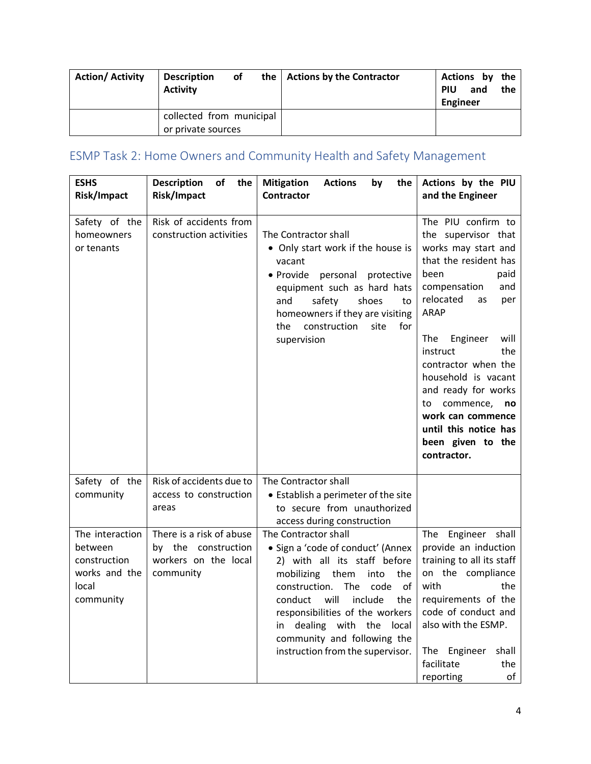| Action/ Activity | Description of the Activity | Actions by the Contractor | Actions by the PIU and the Engineer |
|---|---|---|---|
| | collected from municipal or private sources | | |

## ESMP Task 2: Home Owners and Community Health and Safety Management

| ESHS Risk/Impact | Description of the Risk/Impact | Mitigation Actions by the Contractor | Actions by the PIU and the Engineer |
|---|---|---|---|
| Safety of the homeowners or tenants | Risk of accidents from construction activities | The Contractor shall<br>• Only start work if the house is vacant<br>• Provide personal protective equipment such as hard hats and safety shoes to homeowners if they are visiting the construction site for supervision | The PIU confirm to the supervisor that works may start and that the resident has been paid compensation and relocated as per ARAP<br><br>The Engineer will instruct the contractor when the household is vacant and ready for works to commence, **no work can commence until this notice has been given to the contractor.** |
| Safety of the community | Risk of accidents due to access to construction areas | The Contractor shall<br>• Establish a perimeter of the site to secure from unauthorized access during construction | |
| The interaction between construction works and the local community | There is a risk of abuse by the construction workers on the local community | The Contractor shall<br>• Sign a 'code of conduct' (Annex 2) with all its staff before mobilizing them into the construction. The code of conduct will include the responsibilities of the workers in dealing with the local community and following the instruction from the supervisor. | The Engineer shall provide an induction training to all its staff on the compliance with the requirements of the code of conduct and also with the ESMP.<br><br>The Engineer shall facilitate the reporting of |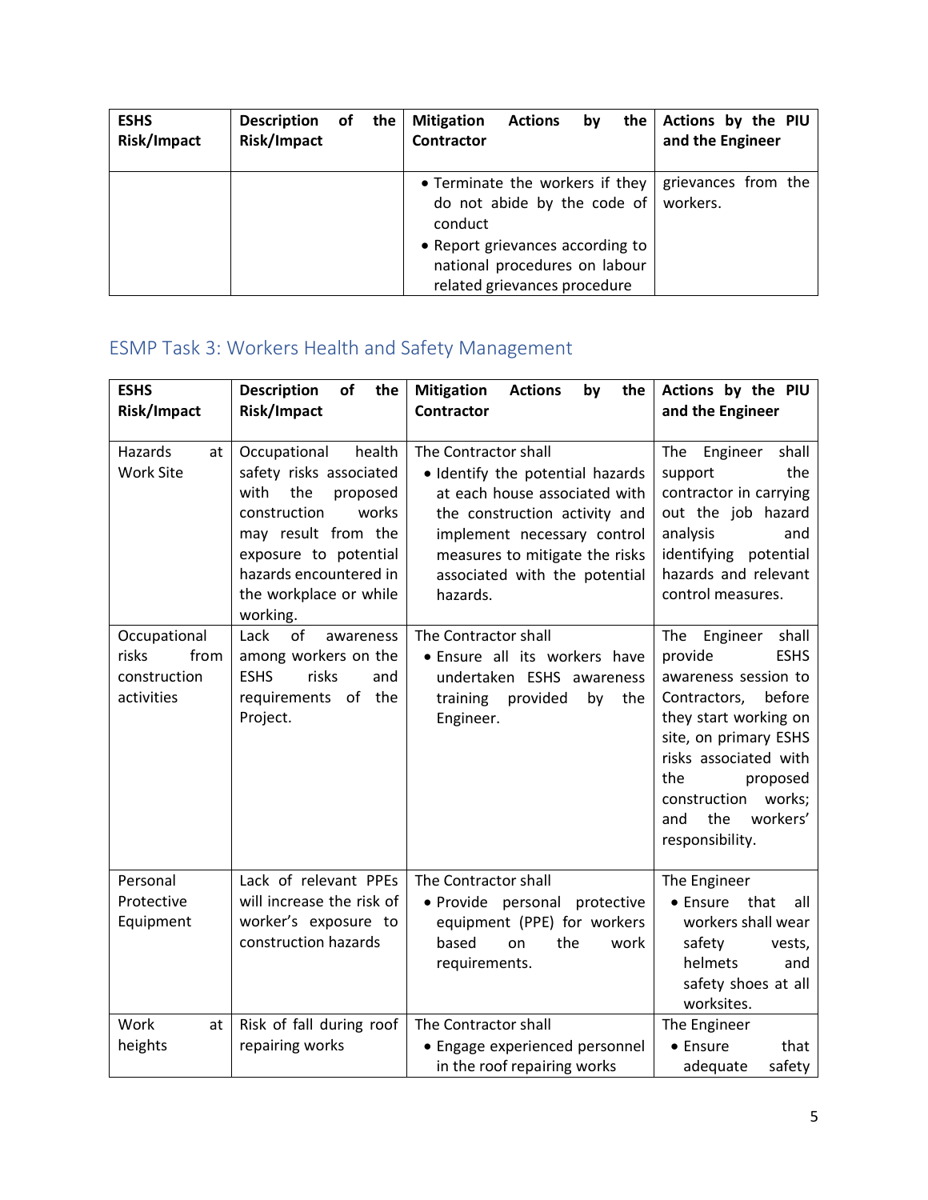| ESHS Risk/Impact | Description of the Risk/Impact | Mitigation Actions by the Contractor | Actions by the PIU and the Engineer |
|---|---|---|---|
| | | • Terminate the workers if they do not abide by the code of conduct<br>• Report grievances according to national procedures on labour related grievances procedure | grievances from the workers. |

## ESMP Task 3: Workers Health and Safety Management

| ESHS Risk/Impact | Description of the Risk/Impact | Mitigation Actions by the Contractor | Actions by the PIU and the Engineer |
|---|---|---|---|
| Hazards at Work Site | Occupational health safety risks associated with the proposed construction works may result from the exposure to potential hazards encountered in the workplace or while working. | The Contractor shall<br>• Identify the potential hazards at each house associated with the construction activity and implement necessary control measures to mitigate the risks associated with the potential hazards. | The Engineer shall support the contractor in carrying out the job hazard analysis and identifying potential hazards and relevant control measures. |
| Occupational risks from construction activities | Lack of awareness among workers on the ESHS risks and requirements of the Project. | The Contractor shall<br>• Ensure all its workers have undertaken ESHS awareness training provided by the Engineer. | The Engineer shall provide ESHS awareness session to Contractors, before they start working on site, on primary ESHS risks associated with the proposed construction works; and the workers' responsibility. |
| Personal Protective Equipment | Lack of relevant PPEs will increase the risk of worker's exposure to construction hazards | The Contractor shall<br>• Provide personal protective equipment (PPE) for workers based on the work requirements. | The Engineer<br>• Ensure that all workers shall wear safety vests, helmets and safety shoes at all worksites. |
| Work at heights | Risk of fall during roof repairing works | The Contractor shall<br>• Engage experienced personnel in the roof repairing works | The Engineer<br>• Ensure that adequate safety |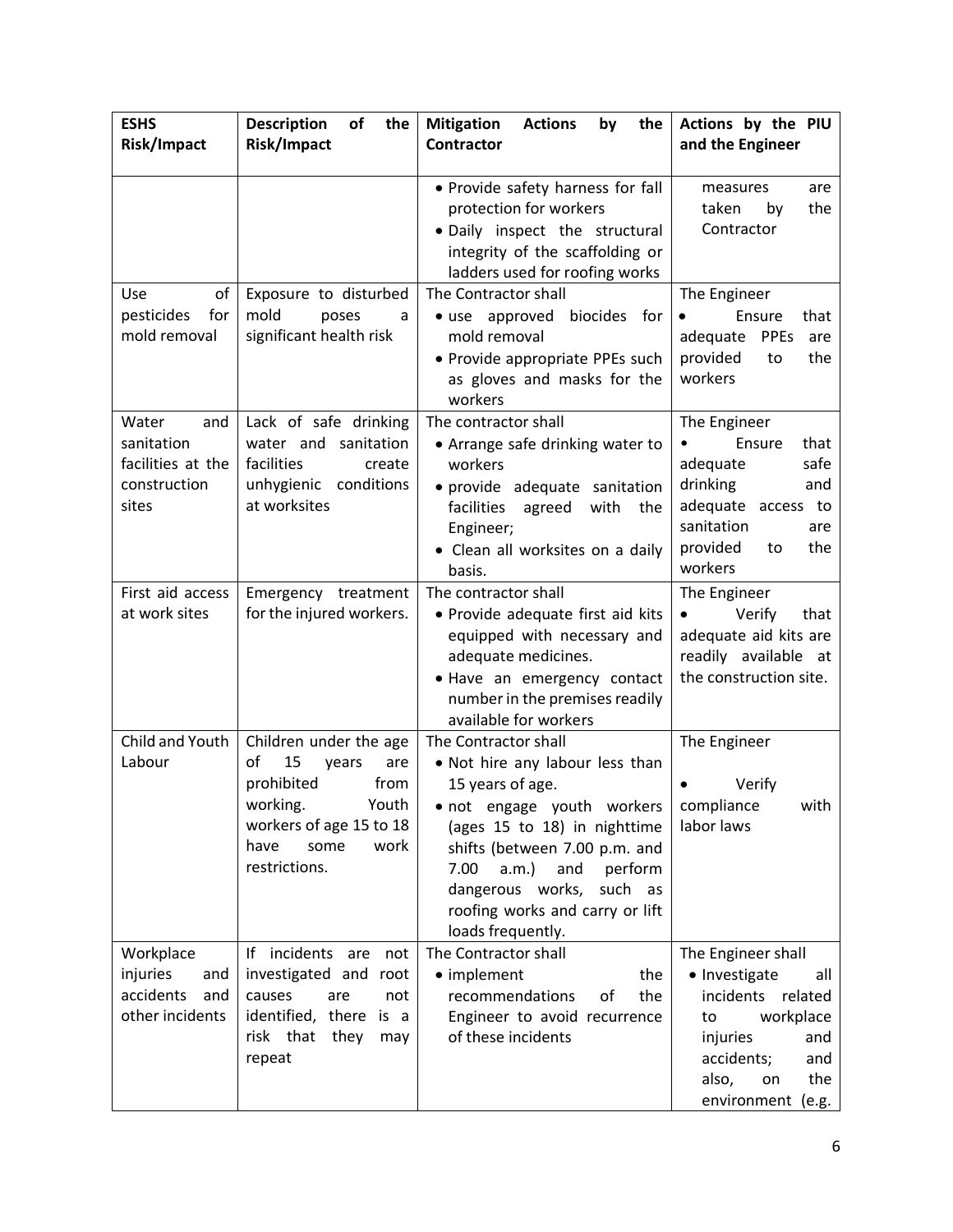| ESHS Risk/Impact | Description of the Risk/Impact | Mitigation Actions by the Contractor | Actions by the PIU and the Engineer |
|---|---|---|---|
| | | • Provide safety harness for fall protection for workers<br>• Daily inspect the structural integrity of the scaffolding or ladders used for roofing works | measures are taken by the Contractor |
| Use of pesticides for mold removal | Exposure to disturbed mold poses a significant health risk | The Contractor shall<br>• use approved biocides for mold removal<br>• Provide appropriate PPEs such as gloves and masks for the workers | The Engineer<br>• Ensure that adequate PPEs are provided to the workers |
| Water and sanitation facilities at the construction sites | Lack of safe drinking water and sanitation facilities create unhygienic conditions at worksites | The contractor shall<br>• Arrange safe drinking water to workers<br>• provide adequate sanitation facilities agreed with the Engineer;<br>• Clean all worksites on a daily basis. | The Engineer<br>• Ensure that adequate safe drinking and adequate access to sanitation are provided to the workers |
| First aid access at work sites | Emergency treatment for the injured workers. | The contractor shall<br>• Provide adequate first aid kits equipped with necessary and adequate medicines.<br>• Have an emergency contact number in the premises readily available for workers | The Engineer<br>• Verify that adequate aid kits are readily available at the construction site. |
| Child and Youth Labour | Children under the age of 15 years are prohibited from working. Youth workers of age 15 to 18 have some work restrictions. | The Contractor shall<br>• Not hire any labour less than 15 years of age.<br>• not engage youth workers (ages 15 to 18) in nighttime shifts (between 7.00 p.m. and 7.00 a.m.) and perform dangerous works, such as roofing works and carry or lift loads frequently. | The Engineer<br>• Verify compliance with labor laws |
| Workplace injuries and accidents and other incidents | If incidents are not investigated and root causes are not identified, there is a risk that they may repeat | The Contractor shall<br>• implement the recommendations of the Engineer to avoid recurrence of these incidents | The Engineer shall<br>• Investigate all incidents related to workplace injuries and accidents; and also, on the environment (e.g. |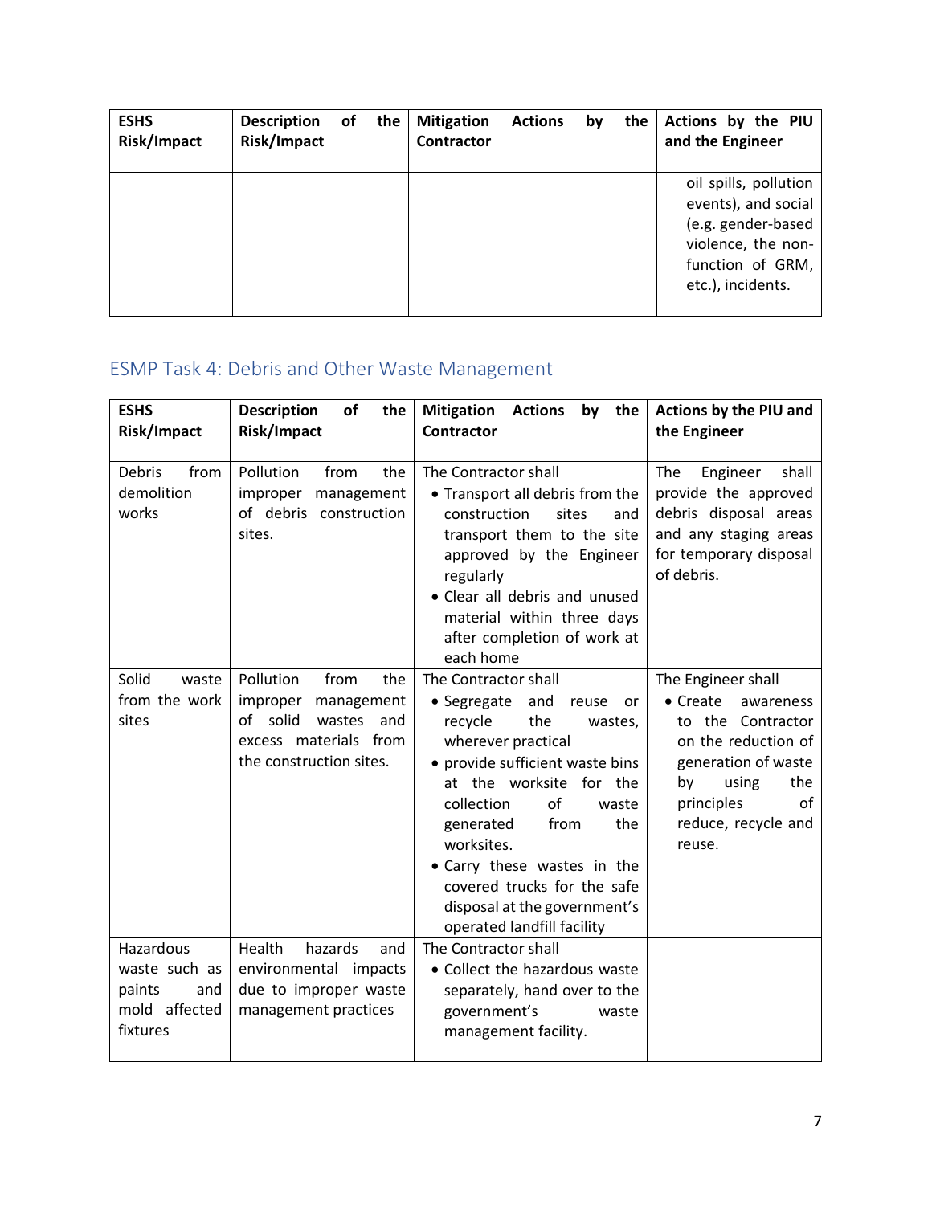| ESHS Risk/Impact | Description of the Risk/Impact | Mitigation Actions by the Contractor | Actions by the PIU and the Engineer |
|---|---|---|---|
| | | | oil spills, pollution events), and social (e.g. gender-based violence, the non-function of GRM, etc.), incidents. |

## ESMP Task 4: Debris and Other Waste Management

| ESHS Risk/Impact | Description of the Risk/Impact | Mitigation Actions by the Contractor | Actions by the PIU and the Engineer |
|---|---|---|---|
| Debris from demolition works | Pollution from the improper management of debris construction sites. | The Contractor shall<br>• Transport all debris from the construction sites and transport them to the site approved by the Engineer regularly<br>• Clear all debris and unused material within three days after completion of work at each home | The Engineer shall provide the approved debris disposal areas and any staging areas for temporary disposal of debris. |
| Solid waste from the work sites | Pollution from the improper management of solid wastes and excess materials from the construction sites. | The Contractor shall<br>• Segregate and reuse or recycle the wastes, wherever practical<br>• provide sufficient waste bins at the worksite for the collection of waste generated from the worksites.<br>• Carry these wastes in the covered trucks for the safe disposal at the government's operated landfill facility | The Engineer shall<br>• Create awareness to the Contractor on the reduction of generation of waste by using the principles of reduce, recycle and reuse. |
| Hazardous waste such as paints and mold affected fixtures | Health hazards and environmental impacts due to improper waste management practices | The Contractor shall<br>• Collect the hazardous waste separately, hand over to the government's waste management facility. | |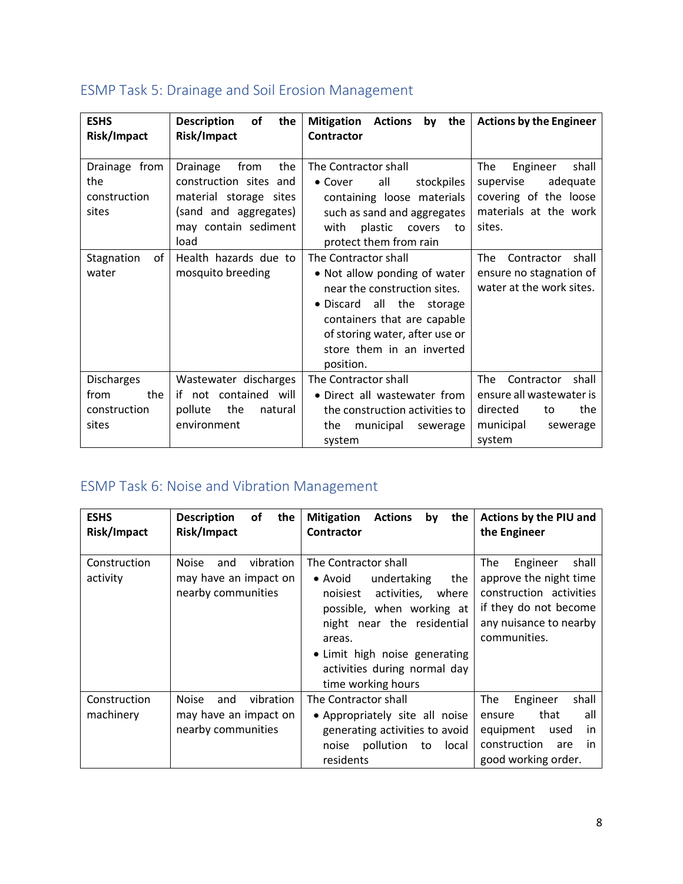## ESMP Task 5: Drainage and Soil Erosion Management

| ESHS Risk/Impact | Description of the Risk/Impact | Mitigation Actions by the Contractor | Actions by the Engineer |
|---|---|---|---|
| Drainage from the construction sites | Drainage from the construction sites and material storage sites (sand and aggregates) may contain sediment load | The Contractor shall<br>• Cover all stockpiles containing loose materials such as sand and aggregates with plastic covers to protect them from rain | The Engineer shall supervise adequate covering of the loose materials at the work sites. |
| Stagnation of water | Health hazards due to mosquito breeding | The Contractor shall<br>• Not allow ponding of water near the construction sites.<br>• Discard all the storage containers that are capable of storing water, after use or store them in an inverted position. | The Contractor shall ensure no stagnation of water at the work sites. |
| Discharges from the construction sites | Wastewater discharges if not contained will pollute the natural environment | The Contractor shall<br>• Direct all wastewater from the construction activities to the municipal sewerage system | The Contractor shall ensure all wastewater is directed to the municipal sewerage system |

## ESMP Task 6: Noise and Vibration Management

| ESHS Risk/Impact | Description of the Risk/Impact | Mitigation Actions by the Contractor | Actions by the PIU and the Engineer |
|---|---|---|---|
| Construction activity | Noise and vibration may have an impact on nearby communities | The Contractor shall<br>• Avoid undertaking the noisiest activities, where possible, when working at night near the residential areas.<br>• Limit high noise generating activities during normal day time working hours | The Engineer shall approve the night time construction activities if they do not become any nuisance to nearby communities. |
| Construction machinery | Noise and vibration may have an impact on nearby communities | The Contractor shall<br>• Appropriately site all noise generating activities to avoid noise pollution to local residents | The Engineer shall ensure that all equipment used in construction are in good working order. |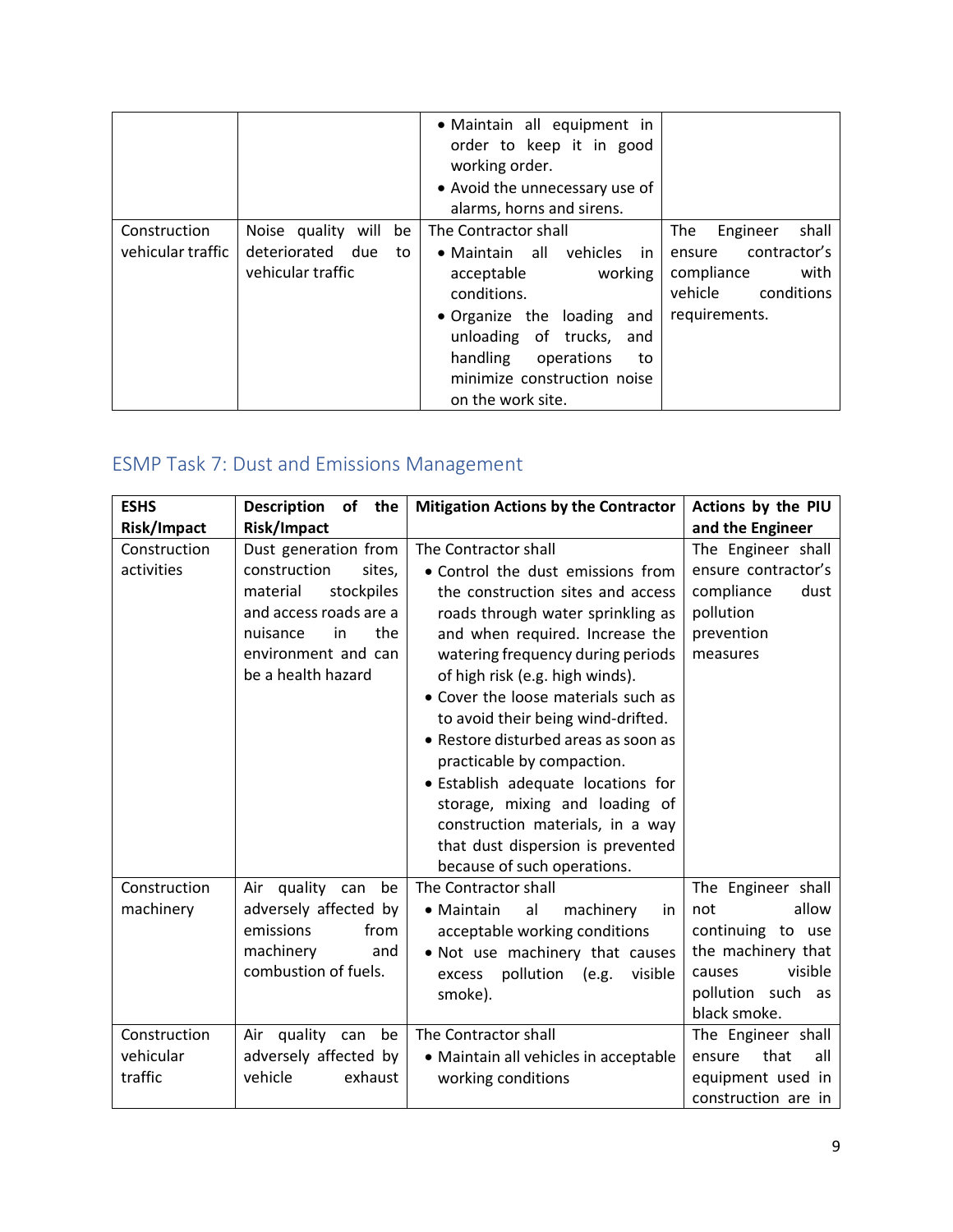| | | • Maintain all equipment in order to keep it in good working order.<br>• Avoid the unnecessary use of alarms, horns and sirens. | |
|---|---|---|---|
| Construction vehicular traffic | Noise quality will be deteriorated due to vehicular traffic | The Contractor shall<br>• Maintain all vehicles in acceptable working conditions.<br>• Organize the loading and unloading of trucks, and handling operations to minimize construction noise on the work site. | The Engineer shall ensure contractor's compliance with vehicle conditions requirements. |

## ESMP Task 7: Dust and Emissions Management

| ESHS Risk/Impact | Description of the Risk/Impact | Mitigation Actions by the Contractor | Actions by the PIU and the Engineer |
|---|---|---|---|
| Construction activities | Dust generation from construction sites, material stockpiles and access roads are a nuisance in the environment and can be a health hazard | The Contractor shall<br>• Control the dust emissions from the construction sites and access roads through water sprinkling as and when required. Increase the watering frequency during periods of high risk (e.g. high winds).<br>• Cover the loose materials such as to avoid their being wind-drifted.<br>• Restore disturbed areas as soon as practicable by compaction.<br>• Establish adequate locations for storage, mixing and loading of construction materials, in a way that dust dispersion is prevented because of such operations. | The Engineer shall ensure contractor's compliance dust pollution prevention measures |
| Construction machinery | Air quality can be adversely affected by emissions from machinery and combustion of fuels. | The Contractor shall<br>• Maintain al machinery in acceptable working conditions<br>• Not use machinery that causes excess pollution (e.g. visible smoke). | The Engineer shall not allow continuing to use the machinery that causes visible pollution such as black smoke. |
| Construction vehicular traffic | Air quality can be adversely affected by vehicle exhaust | The Contractor shall<br>• Maintain all vehicles in acceptable working conditions | The Engineer shall ensure that all equipment used in construction are in |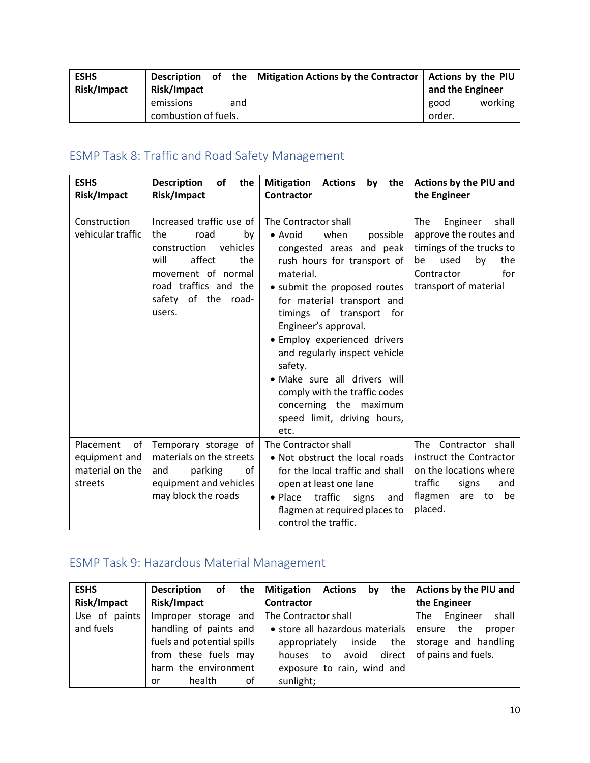| ESHS Risk/Impact | Description of the Risk/Impact | Mitigation Actions by the Contractor | Actions by the PIU and the Engineer |
|---|---|---|---|
| | emissions and combustion of fuels. | | good working order. |

## ESMP Task 8: Traffic and Road Safety Management

| ESHS Risk/Impact | Description of the Risk/Impact | Mitigation Actions by the Contractor | Actions by the PIU and the Engineer |
|---|---|---|---|
| Construction vehicular traffic | Increased traffic use of the road by construction vehicles will affect the movement of normal road traffics and the safety of the road-users. | The Contractor shall<br>• Avoid when possible congested areas and peak rush hours for transport of material.<br>• submit the proposed routes for material transport and timings of transport for Engineer's approval.<br>• Employ experienced drivers and regularly inspect vehicle safety.<br>• Make sure all drivers will comply with the traffic codes concerning the maximum speed limit, driving hours, etc. | The Engineer shall approve the routes and timings of the trucks to be used by the Contractor for transport of material |
| Placement of equipment and material on the streets | Temporary storage of materials on the streets and parking of equipment and vehicles may block the roads | The Contractor shall<br>• Not obstruct the local roads for the local traffic and shall open at least one lane<br>• Place traffic signs and flagmen at required places to control the traffic. | The Contractor shall instruct the Contractor on the locations where traffic signs and flagmen are to be placed. |

## ESMP Task 9: Hazardous Material Management

| ESHS Risk/Impact | Description of the Risk/Impact | Mitigation Actions by the Contractor | Actions by the PIU and the Engineer |
|---|---|---|---|
| Use of paints and fuels | Improper storage and handling of paints and fuels and potential spills from these fuels may harm the environment or health of | The Contractor shall<br>• store all hazardous materials appropriately inside the houses to avoid direct exposure to rain, wind and sunlight; | The Engineer shall ensure the proper storage and handling of pains and fuels. |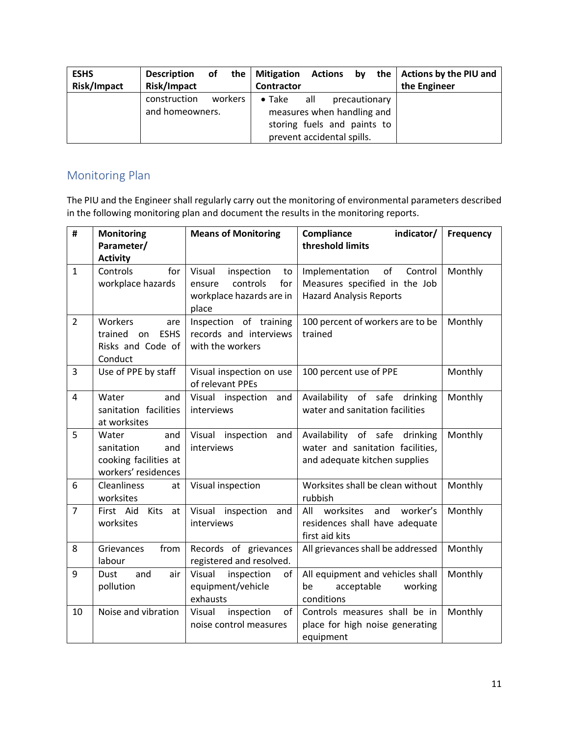| ESHS Risk/Impact | Description of the Risk/Impact | Mitigation Actions by the Contractor | Actions by the PIU and the Engineer |
|---|---|---|---|
| | construction workers and homeowners. | • Take all precautionary measures when handling and storing fuels and paints to prevent accidental spills. | |

## Monitoring Plan

The PIU and the Engineer shall regularly carry out the monitoring of environmental parameters described in the following monitoring plan and document the results in the monitoring reports.

| # | Monitoring Parameter/ Activity | Means of Monitoring | Compliance indicator/ threshold limits | Frequency |
|---|---|---|---|---|
| 1 | Controls for workplace hazards | Visual inspection to ensure controls for workplace hazards are in place | Implementation of Control Measures specified in the Job Hazard Analysis Reports | Monthly |
| 2 | Workers are trained on ESHS Risks and Code of Conduct | Inspection of training records and interviews with the workers | 100 percent of workers are to be trained | Monthly |
| 3 | Use of PPE by staff | Visual inspection on use of relevant PPEs | 100 percent use of PPE | Monthly |
| 4 | Water and sanitation facilities at worksites | Visual inspection and interviews | Availability of safe drinking water and sanitation facilities | Monthly |
| 5 | Water and sanitation and cooking facilities at workers' residences | Visual inspection and interviews | Availability of safe drinking water and sanitation facilities, and adequate kitchen supplies | Monthly |
| 6 | Cleanliness at worksites | Visual inspection | Worksites shall be clean without rubbish | Monthly |
| 7 | First Aid Kits at worksites | Visual inspection and interviews | All worksites and worker's residences shall have adequate first aid kits | Monthly |
| 8 | Grievances from labour | Records of grievances registered and resolved. | All grievances shall be addressed | Monthly |
| 9 | Dust and air pollution | Visual inspection of equipment/vehicle exhausts | All equipment and vehicles shall be acceptable working conditions | Monthly |
| 10 | Noise and vibration | Visual inspection of noise control measures | Controls measures shall be in place for high noise generating equipment | Monthly |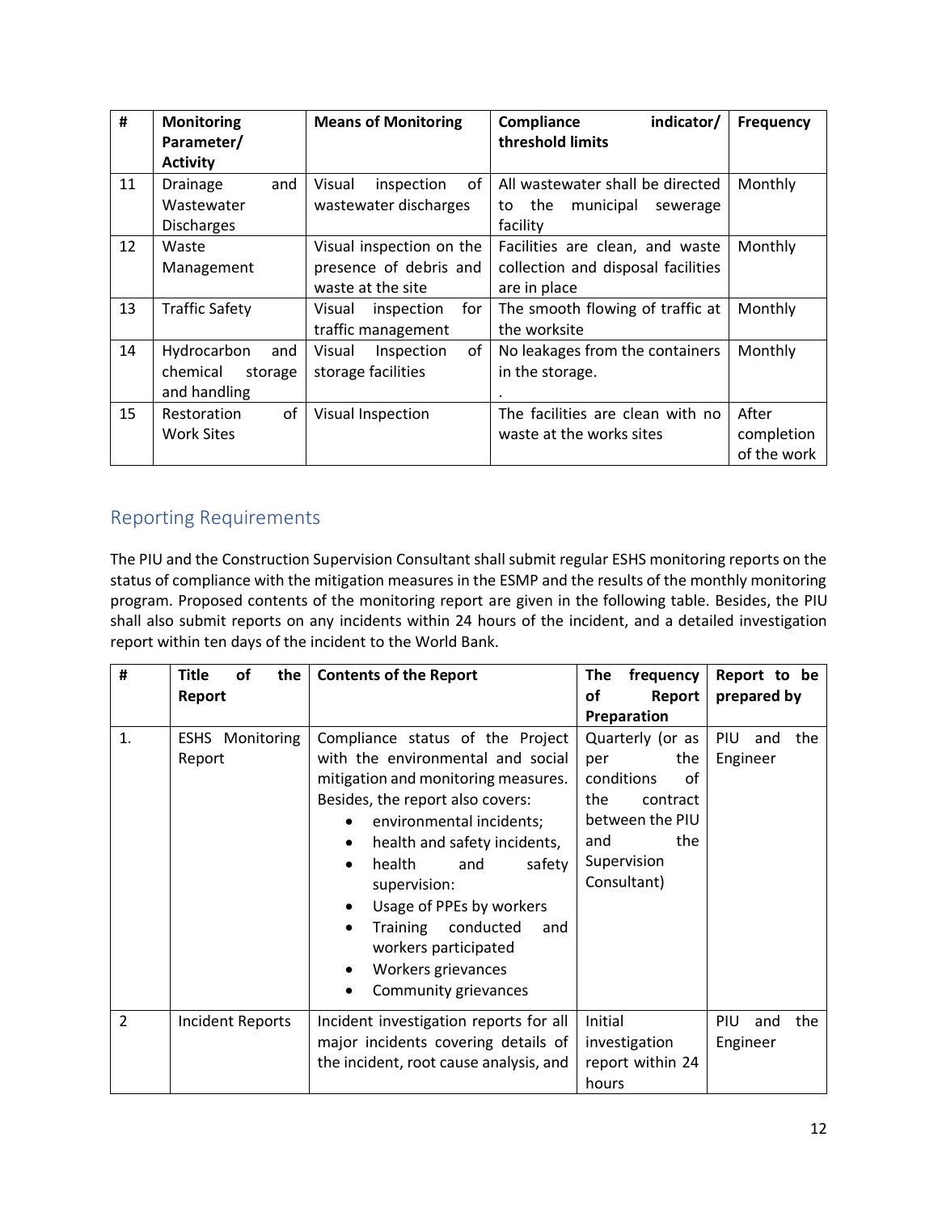| # | Monitoring Parameter/ Activity | Means of Monitoring | Compliance indicator/ threshold limits | Frequency |
|---|---|---|---|---|
| 11 | Drainage and Wastewater Discharges | Visual inspection of wastewater discharges | All wastewater shall be directed to the municipal sewerage facility | Monthly |
| 12 | Waste Management | Visual inspection on the presence of debris and waste at the site | Facilities are clean, and waste collection and disposal facilities are in place | Monthly |
| 13 | Traffic Safety | Visual inspection for traffic management | The smooth flowing of traffic at the worksite | Monthly |
| 14 | Hydrocarbon and chemical storage and handling | Visual Inspection of storage facilities | No leakages from the containers in the storage.<br>. | Monthly |
| 15 | Restoration of Work Sites | Visual Inspection | The facilities are clean with no waste at the works sites | After completion of the work |

## Reporting Requirements

The PIU and the Construction Supervision Consultant shall submit regular ESHS monitoring reports on the status of compliance with the mitigation measures in the ESMP and the results of the monthly monitoring program. Proposed contents of the monitoring report are given in the following table. Besides, the PIU shall also submit reports on any incidents within 24 hours of the incident, and a detailed investigation report within ten days of the incident to the World Bank.

| # | Title of the Report | Contents of the Report | The frequency of Report Preparation | Report to be prepared by |
|---|---|---|---|---|
| 1. | ESHS Monitoring Report | Compliance status of the Project with the environmental and social mitigation and monitoring measures. Besides, the report also covers:<br>• environmental incidents;<br>• health and safety incidents,<br>• health and safety supervision:<br>• Usage of PPEs by workers<br>• Training conducted and workers participated<br>• Workers grievances<br>• Community grievances | Quarterly (or as per the conditions of the contract between the PIU and the Supervision Consultant) | PIU and the Engineer |
| 2 | Incident Reports | Incident investigation reports for all major incidents covering details of the incident, root cause analysis, and | Initial investigation report within 24 hours | PIU and the Engineer |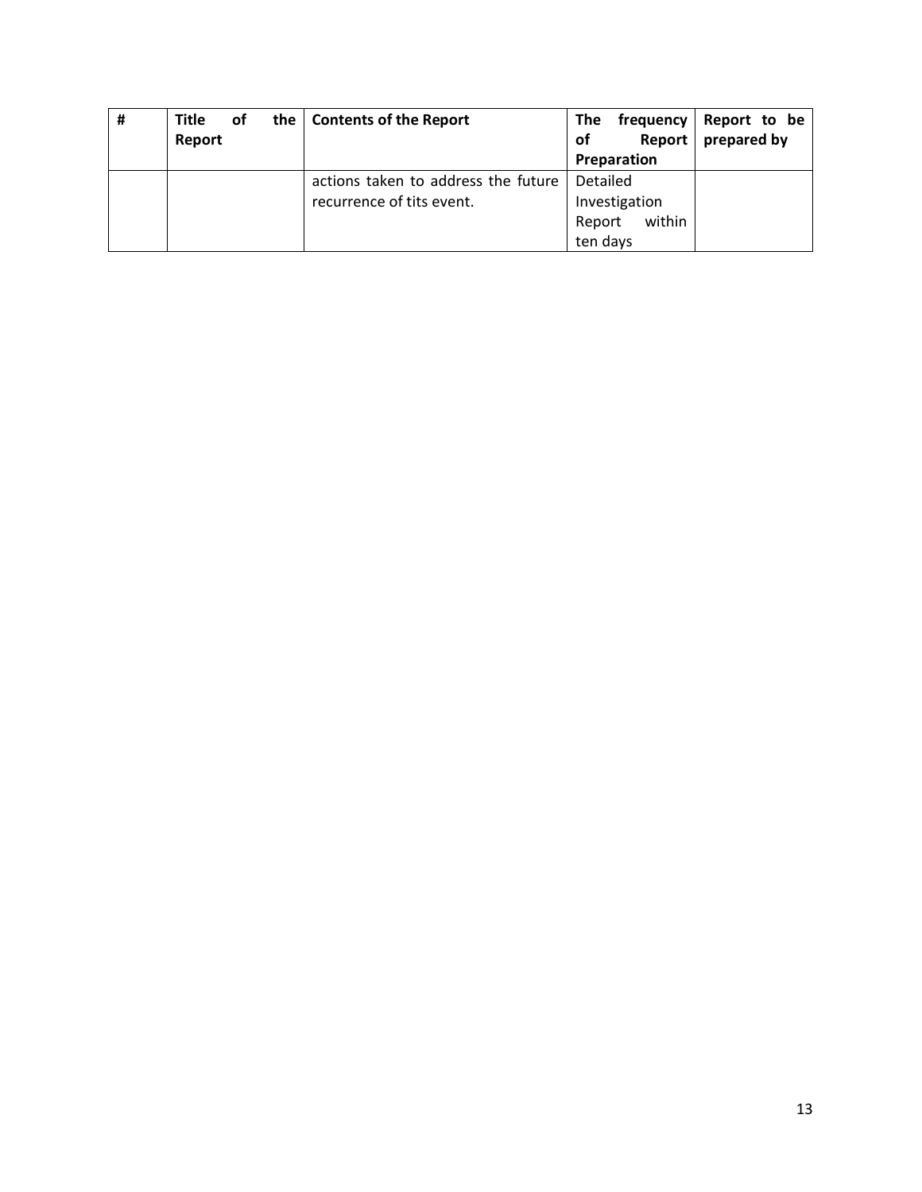| # | Title of the Report | Contents of the Report | The frequency of Report Preparation | Report to be prepared by |
|---|---|---|---|---|
| | | actions taken to address the future recurrence of tits event. | Detailed Investigation Report within ten days | |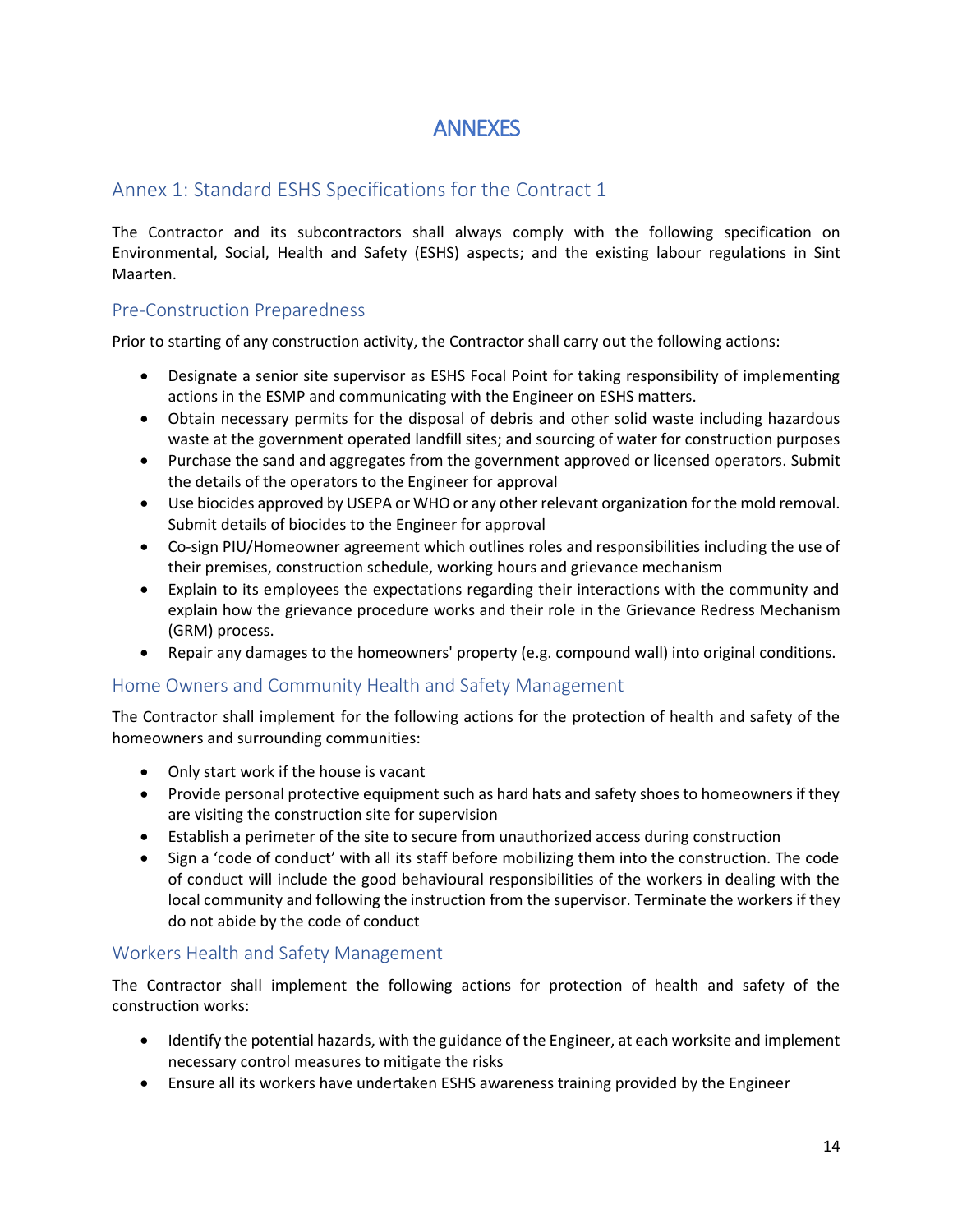# ANNEXES

## Annex 1: Standard ESHS Specifications for the Contract 1

The Contractor and its subcontractors shall always comply with the following specification on Environmental, Social, Health and Safety (ESHS) aspects; and the existing labour regulations in Sint Maarten.

### Pre-Construction Preparedness

Prior to starting of any construction activity, the Contractor shall carry out the following actions:

- Designate a senior site supervisor as ESHS Focal Point for taking responsibility of implementing actions in the ESMP and communicating with the Engineer on ESHS matters.
- Obtain necessary permits for the disposal of debris and other solid waste including hazardous waste at the government operated landfill sites; and sourcing of water for construction purposes
- Purchase the sand and aggregates from the government approved or licensed operators. Submit the details of the operators to the Engineer for approval
- Use biocides approved by USEPA or WHO or any other relevant organization for the mold removal. Submit details of biocides to the Engineer for approval
- Co-sign PIU/Homeowner agreement which outlines roles and responsibilities including the use of their premises, construction schedule, working hours and grievance mechanism
- Explain to its employees the expectations regarding their interactions with the community and explain how the grievance procedure works and their role in the Grievance Redress Mechanism (GRM) process.
- Repair any damages to the homeowners' property (e.g. compound wall) into original conditions.

### Home Owners and Community Health and Safety Management

The Contractor shall implement for the following actions for the protection of health and safety of the homeowners and surrounding communities:

- Only start work if the house is vacant
- Provide personal protective equipment such as hard hats and safety shoes to homeowners if they are visiting the construction site for supervision
- Establish a perimeter of the site to secure from unauthorized access during construction
- Sign a 'code of conduct' with all its staff before mobilizing them into the construction. The code of conduct will include the good behavioural responsibilities of the workers in dealing with the local community and following the instruction from the supervisor. Terminate the workers if they do not abide by the code of conduct

### Workers Health and Safety Management

The Contractor shall implement the following actions for protection of health and safety of the construction works:

- Identify the potential hazards, with the guidance of the Engineer, at each worksite and implement necessary control measures to mitigate the risks
- Ensure all its workers have undertaken ESHS awareness training provided by the Engineer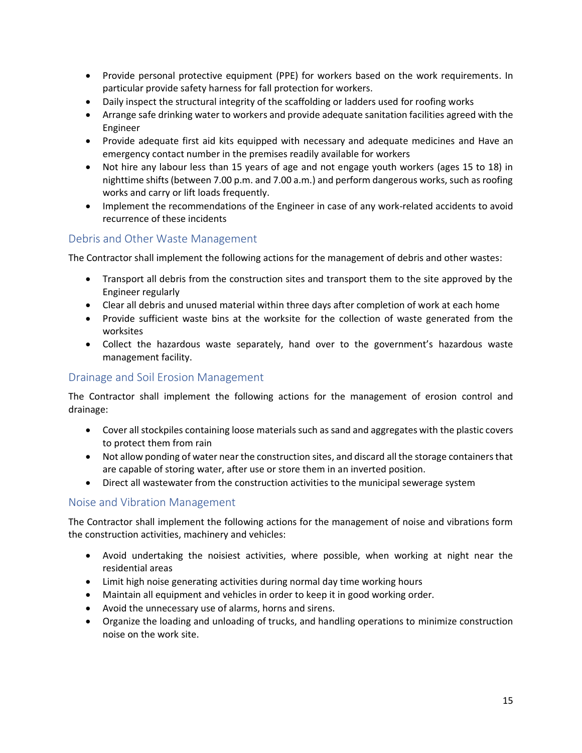- Provide personal protective equipment (PPE) for workers based on the work requirements. In particular provide safety harness for fall protection for workers.
- Daily inspect the structural integrity of the scaffolding or ladders used for roofing works
- Arrange safe drinking water to workers and provide adequate sanitation facilities agreed with the Engineer
- Provide adequate first aid kits equipped with necessary and adequate medicines and Have an emergency contact number in the premises readily available for workers
- Not hire any labour less than 15 years of age and not engage youth workers (ages 15 to 18) in nighttime shifts (between 7.00 p.m. and 7.00 a.m.) and perform dangerous works, such as roofing works and carry or lift loads frequently.
- Implement the recommendations of the Engineer in case of any work-related accidents to avoid recurrence of these incidents

## Debris and Other Waste Management

The Contractor shall implement the following actions for the management of debris and other wastes:

- Transport all debris from the construction sites and transport them to the site approved by the Engineer regularly
- Clear all debris and unused material within three days after completion of work at each home
- Provide sufficient waste bins at the worksite for the collection of waste generated from the worksites
- Collect the hazardous waste separately, hand over to the government's hazardous waste management facility.

## Drainage and Soil Erosion Management

The Contractor shall implement the following actions for the management of erosion control and drainage:

- Cover all stockpiles containing loose materials such as sand and aggregates with the plastic covers to protect them from rain
- Not allow ponding of water near the construction sites, and discard all the storage containers that are capable of storing water, after use or store them in an inverted position.
- Direct all wastewater from the construction activities to the municipal sewerage system

## Noise and Vibration Management

The Contractor shall implement the following actions for the management of noise and vibrations form the construction activities, machinery and vehicles:

- Avoid undertaking the noisiest activities, where possible, when working at night near the residential areas
- Limit high noise generating activities during normal day time working hours
- Maintain all equipment and vehicles in order to keep it in good working order.
- Avoid the unnecessary use of alarms, horns and sirens.
- Organize the loading and unloading of trucks, and handling operations to minimize construction noise on the work site.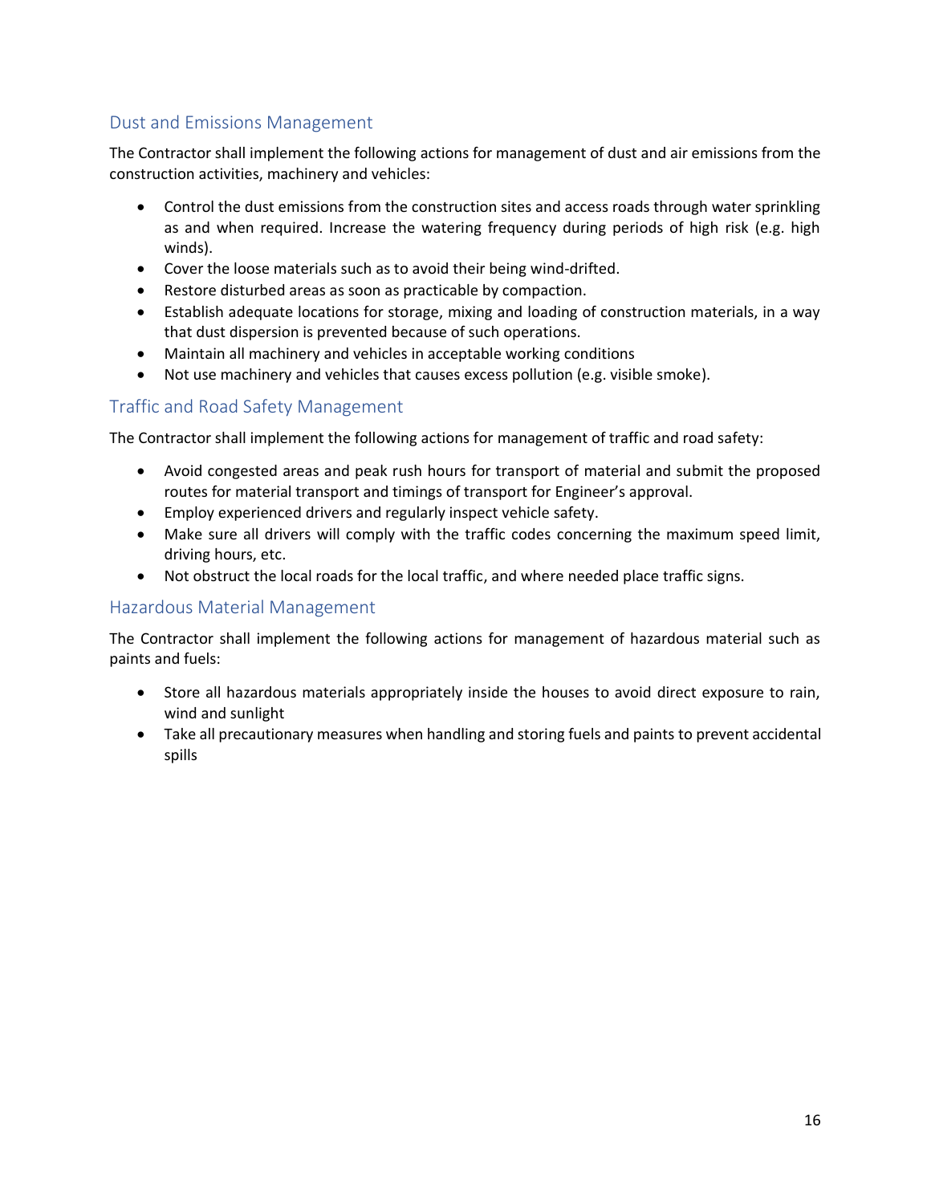## Dust and Emissions Management

The Contractor shall implement the following actions for management of dust and air emissions from the construction activities, machinery and vehicles:

- Control the dust emissions from the construction sites and access roads through water sprinkling as and when required. Increase the watering frequency during periods of high risk (e.g. high winds).
- Cover the loose materials such as to avoid their being wind-drifted.
- Restore disturbed areas as soon as practicable by compaction.
- Establish adequate locations for storage, mixing and loading of construction materials, in a way that dust dispersion is prevented because of such operations.
- Maintain all machinery and vehicles in acceptable working conditions
- Not use machinery and vehicles that causes excess pollution (e.g. visible smoke).

## Traffic and Road Safety Management

The Contractor shall implement the following actions for management of traffic and road safety:

- Avoid congested areas and peak rush hours for transport of material and submit the proposed routes for material transport and timings of transport for Engineer's approval.
- Employ experienced drivers and regularly inspect vehicle safety.
- Make sure all drivers will comply with the traffic codes concerning the maximum speed limit, driving hours, etc.
- Not obstruct the local roads for the local traffic, and where needed place traffic signs.

## Hazardous Material Management

The Contractor shall implement the following actions for management of hazardous material such as paints and fuels:

- Store all hazardous materials appropriately inside the houses to avoid direct exposure to rain, wind and sunlight
- Take all precautionary measures when handling and storing fuels and paints to prevent accidental spills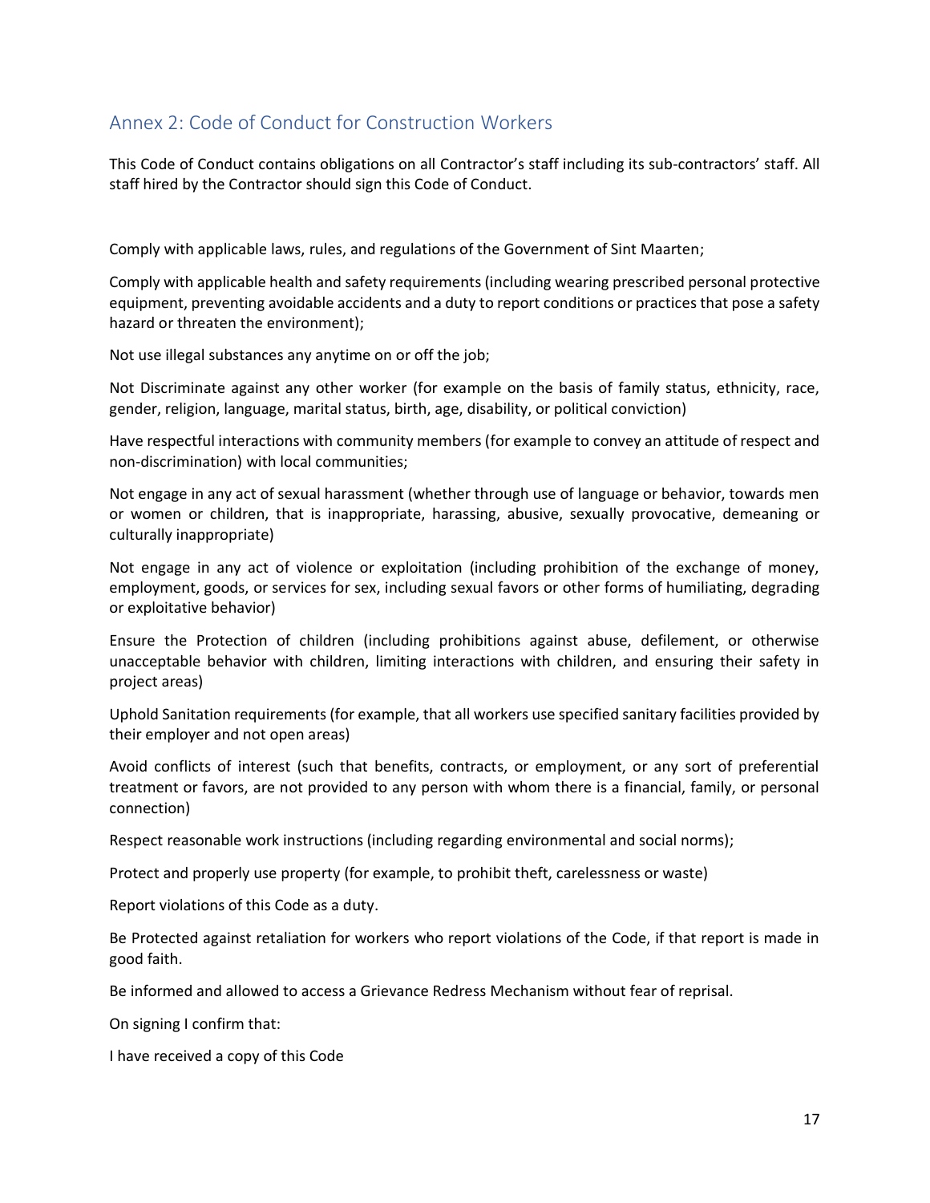## Annex 2: Code of Conduct for Construction Workers

This Code of Conduct contains obligations on all Contractor's staff including its sub-contractors' staff. All staff hired by the Contractor should sign this Code of Conduct.

Comply with applicable laws, rules, and regulations of the Government of Sint Maarten;

Comply with applicable health and safety requirements (including wearing prescribed personal protective equipment, preventing avoidable accidents and a duty to report conditions or practices that pose a safety hazard or threaten the environment);

Not use illegal substances any anytime on or off the job;

Not Discriminate against any other worker (for example on the basis of family status, ethnicity, race, gender, religion, language, marital status, birth, age, disability, or political conviction)

Have respectful interactions with community members (for example to convey an attitude of respect and non-discrimination) with local communities;

Not engage in any act of sexual harassment (whether through use of language or behavior, towards men or women or children, that is inappropriate, harassing, abusive, sexually provocative, demeaning or culturally inappropriate)

Not engage in any act of violence or exploitation (including prohibition of the exchange of money, employment, goods, or services for sex, including sexual favors or other forms of humiliating, degrading or exploitative behavior)

Ensure the Protection of children (including prohibitions against abuse, defilement, or otherwise unacceptable behavior with children, limiting interactions with children, and ensuring their safety in project areas)

Uphold Sanitation requirements (for example, that all workers use specified sanitary facilities provided by their employer and not open areas)

Avoid conflicts of interest (such that benefits, contracts, or employment, or any sort of preferential treatment or favors, are not provided to any person with whom there is a financial, family, or personal connection)

Respect reasonable work instructions (including regarding environmental and social norms);

Protect and properly use property (for example, to prohibit theft, carelessness or waste)

Report violations of this Code as a duty.

Be Protected against retaliation for workers who report violations of the Code, if that report is made in good faith.

Be informed and allowed to access a Grievance Redress Mechanism without fear of reprisal.

On signing I confirm that:

I have received a copy of this Code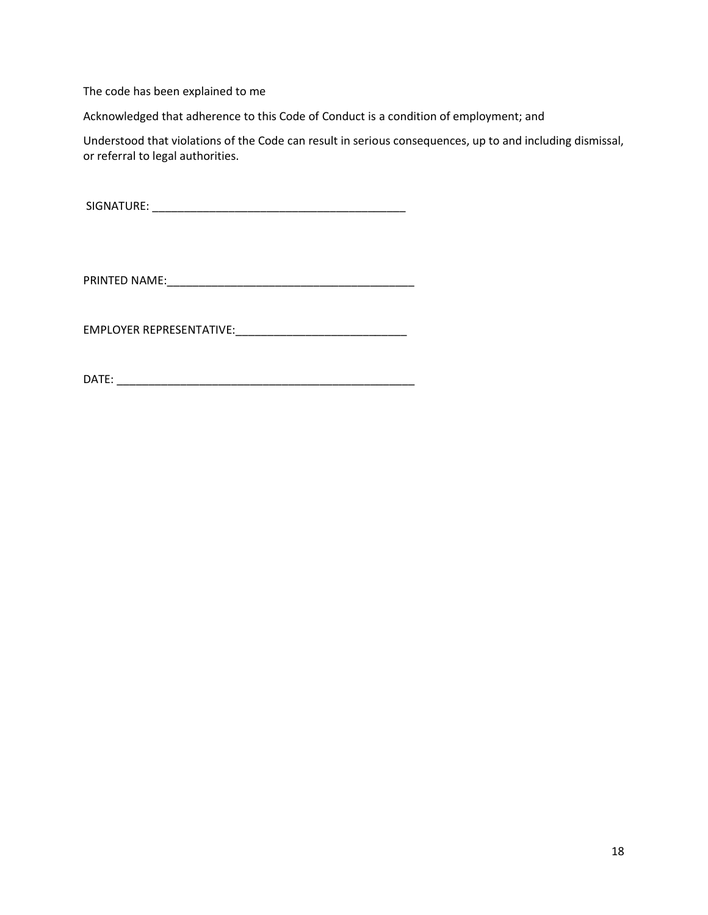The code has been explained to me

Acknowledged that adherence to this Code of Conduct is a condition of employment; and

Understood that violations of the Code can result in serious consequences, up to and including dismissal, or referral to legal authorities.

SIGNATURE: ________________________________________

PRINTED NAME:________________________________________

EMPLOYER REPRESENTATIVE:___________________________

DATE: ________________________________________________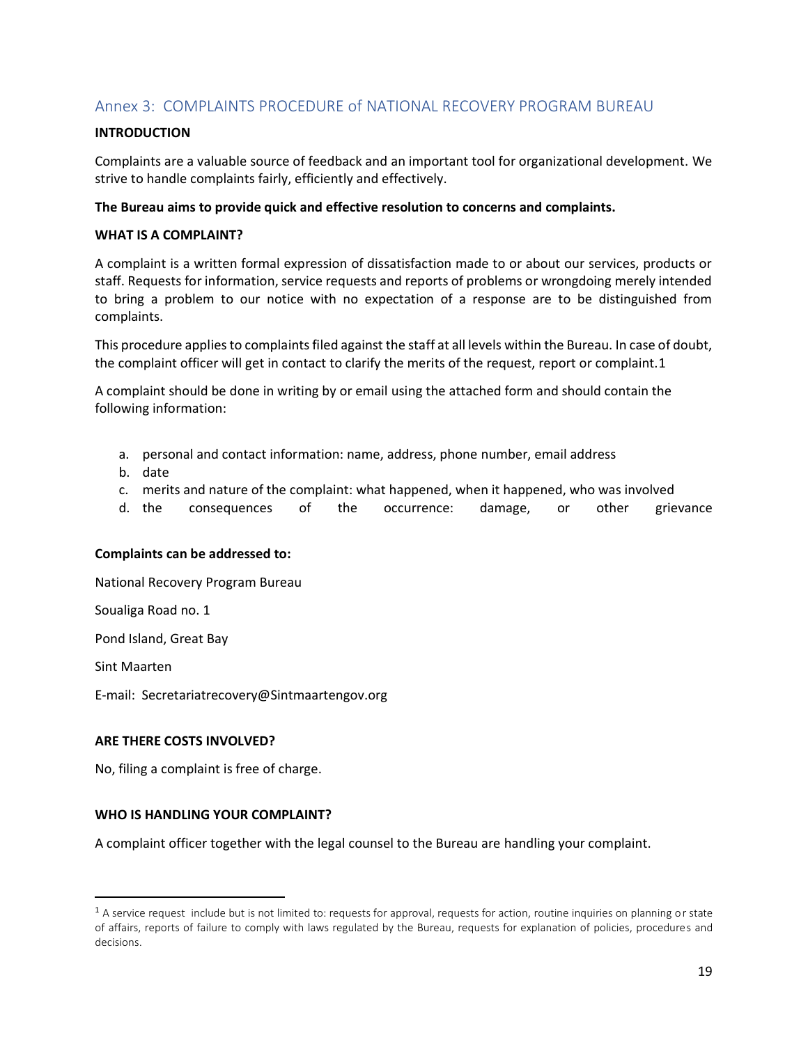## Annex 3: COMPLAINTS PROCEDURE of NATIONAL RECOVERY PROGRAM BUREAU

**INTRODUCTION**

Complaints are a valuable source of feedback and an important tool for organizational development. We strive to handle complaints fairly, efficiently and effectively.

**The Bureau aims to provide quick and effective resolution to concerns and complaints.**

**WHAT IS A COMPLAINT?**

A complaint is a written formal expression of dissatisfaction made to or about our services, products or staff. Requests for information, service requests and reports of problems or wrongdoing merely intended to bring a problem to our notice with no expectation of a response are to be distinguished from complaints.

This procedure applies to complaints filed against the staff at all levels within the Bureau. In case of doubt, the complaint officer will get in contact to clarify the merits of the request, report or complaint.[1]

A complaint should be done in writing by or email using the attached form and should contain the following information:

a. personal and contact information: name, address, phone number, email address
b. date
c. merits and nature of the complaint: what happened, when it happened, who was involved
d. the consequences of the occurrence: damage, or other grievance

**Complaints can be addressed to:**

National Recovery Program Bureau

Soualiga Road no. 1

Pond Island, Great Bay

Sint Maarten

E-mail: Secretariatrecovery@Sintmaartengov.org

**ARE THERE COSTS INVOLVED?**

No, filing a complaint is free of charge.

**WHO IS HANDLING YOUR COMPLAINT?**

A complaint officer together with the legal counsel to the Bureau are handling your complaint.

---

[1] A service request include but is not limited to: requests for approval, requests for action, routine inquiries on planning or state of affairs, reports of failure to comply with laws regulated by the Bureau, requests for explanation of policies, procedures and decisions.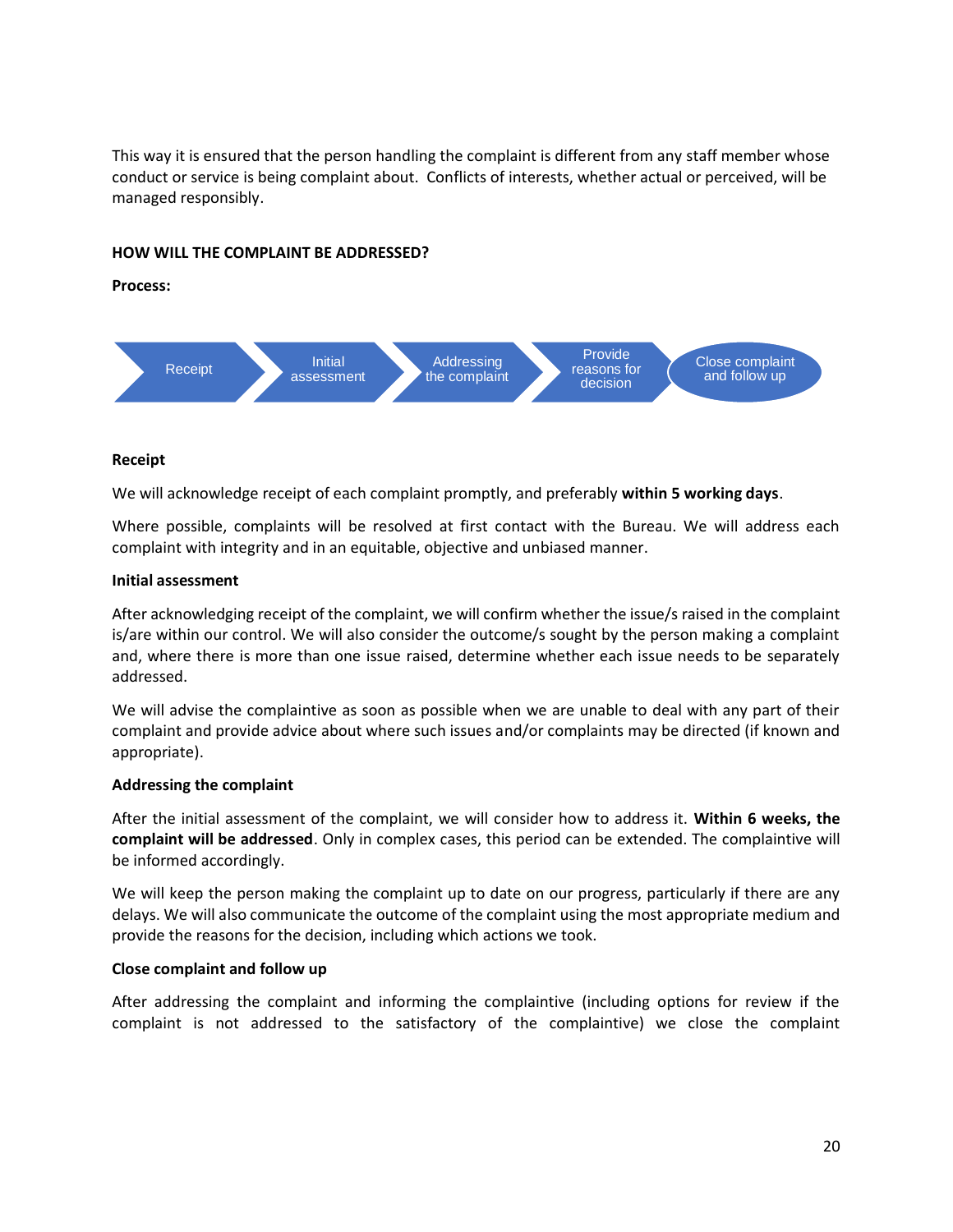This way it is ensured that the person handling the complaint is different from any staff member whose conduct or service is being complaint about. Conflicts of interests, whether actual or perceived, will be managed responsibly.

**HOW WILL THE COMPLAINT BE ADDRESSED?**

**Process:**

Receipt → Initial assessment → Addressing the complaint → Provide reasons for decision → Close complaint and follow up

**Receipt**

We will acknowledge receipt of each complaint promptly, and preferably **within 5 working days**.

Where possible, complaints will be resolved at first contact with the Bureau. We will address each complaint with integrity and in an equitable, objective and unbiased manner.

**Initial assessment**

After acknowledging receipt of the complaint, we will confirm whether the issue/s raised in the complaint is/are within our control. We will also consider the outcome/s sought by the person making a complaint and, where there is more than one issue raised, determine whether each issue needs to be separately addressed.

We will advise the complaintive as soon as possible when we are unable to deal with any part of their complaint and provide advice about where such issues and/or complaints may be directed (if known and appropriate).

**Addressing the complaint**

After the initial assessment of the complaint, we will consider how to address it. **Within 6 weeks, the complaint will be addressed**. Only in complex cases, this period can be extended. The complaintive will be informed accordingly.

We will keep the person making the complaint up to date on our progress, particularly if there are any delays. We will also communicate the outcome of the complaint using the most appropriate medium and provide the reasons for the decision, including which actions we took.

**Close complaint and follow up**

After addressing the complaint and informing the complaintive (including options for review if the complaint is not addressed to the satisfactory of the complaintive) we close the complaint